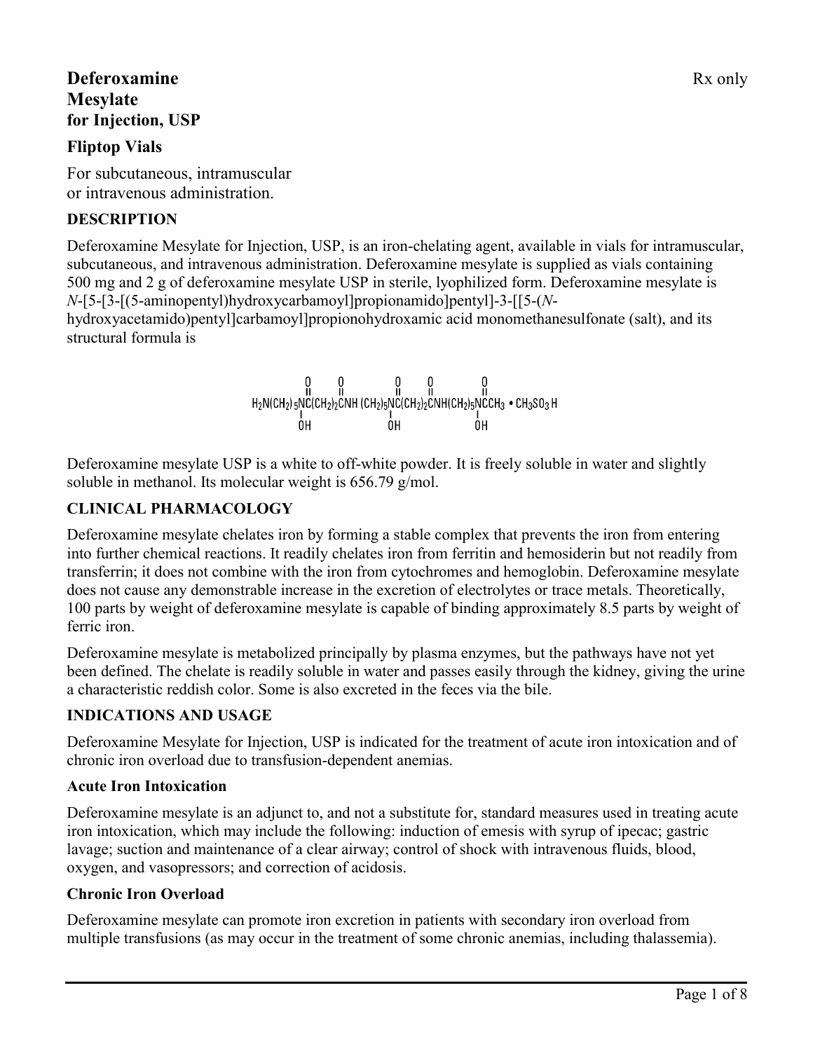# Deferoxamine Mesylate for Injection, USP

Rx only

## Fliptop Vials

For subcutaneous, intramuscular or intravenous administration.

## DESCRIPTION

Deferoxamine Mesylate for Injection, USP, is an iron-chelating agent, available in vials for intramuscular, subcutaneous, and intravenous administration. Deferoxamine mesylate is supplied as vials containing 500 mg and 2 g of deferoxamine mesylate USP in sterile, lyophilized form. Deferoxamine mesylate is *N*-[5-[3-[(5-aminopentyl)hydroxycarbamoyl]propionamido]pentyl]-3-[[5-(*N*-hydroxyacetamido)pentyl]carbamoyl]propionohydroxamic acid monomethanesulfonate (salt), and its structural formula is

$$H_2N(CH_2)_5N(OH)C(=O)(CH_2)_2C(=O)NH(CH_2)_5N(OH)C(=O)(CH_2)_2C(=O)NH(CH_2)_5N(OH)C(=O)CH_3 \cdot CH_3SO_3H$$

Deferoxamine mesylate USP is a white to off-white powder. It is freely soluble in water and slightly soluble in methanol. Its molecular weight is 656.79 g/mol.

## CLINICAL PHARMACOLOGY

Deferoxamine mesylate chelates iron by forming a stable complex that prevents the iron from entering into further chemical reactions. It readily chelates iron from ferritin and hemosiderin but not readily from transferrin; it does not combine with the iron from cytochromes and hemoglobin. Deferoxamine mesylate does not cause any demonstrable increase in the excretion of electrolytes or trace metals. Theoretically, 100 parts by weight of deferoxamine mesylate is capable of binding approximately 8.5 parts by weight of ferric iron.

Deferoxamine mesylate is metabolized principally by plasma enzymes, but the pathways have not yet been defined. The chelate is readily soluble in water and passes easily through the kidney, giving the urine a characteristic reddish color. Some is also excreted in the feces via the bile.

## INDICATIONS AND USAGE

Deferoxamine Mesylate for Injection, USP is indicated for the treatment of acute iron intoxication and of chronic iron overload due to transfusion-dependent anemias.

### Acute Iron Intoxication

Deferoxamine mesylate is an adjunct to, and not a substitute for, standard measures used in treating acute iron intoxication, which may include the following: induction of emesis with syrup of ipecac; gastric lavage; suction and maintenance of a clear airway; control of shock with intravenous fluids, blood, oxygen, and vasopressors; and correction of acidosis.

### Chronic Iron Overload

Deferoxamine mesylate can promote iron excretion in patients with secondary iron overload from multiple transfusions (as may occur in the treatment of some chronic anemias, including thalassemia).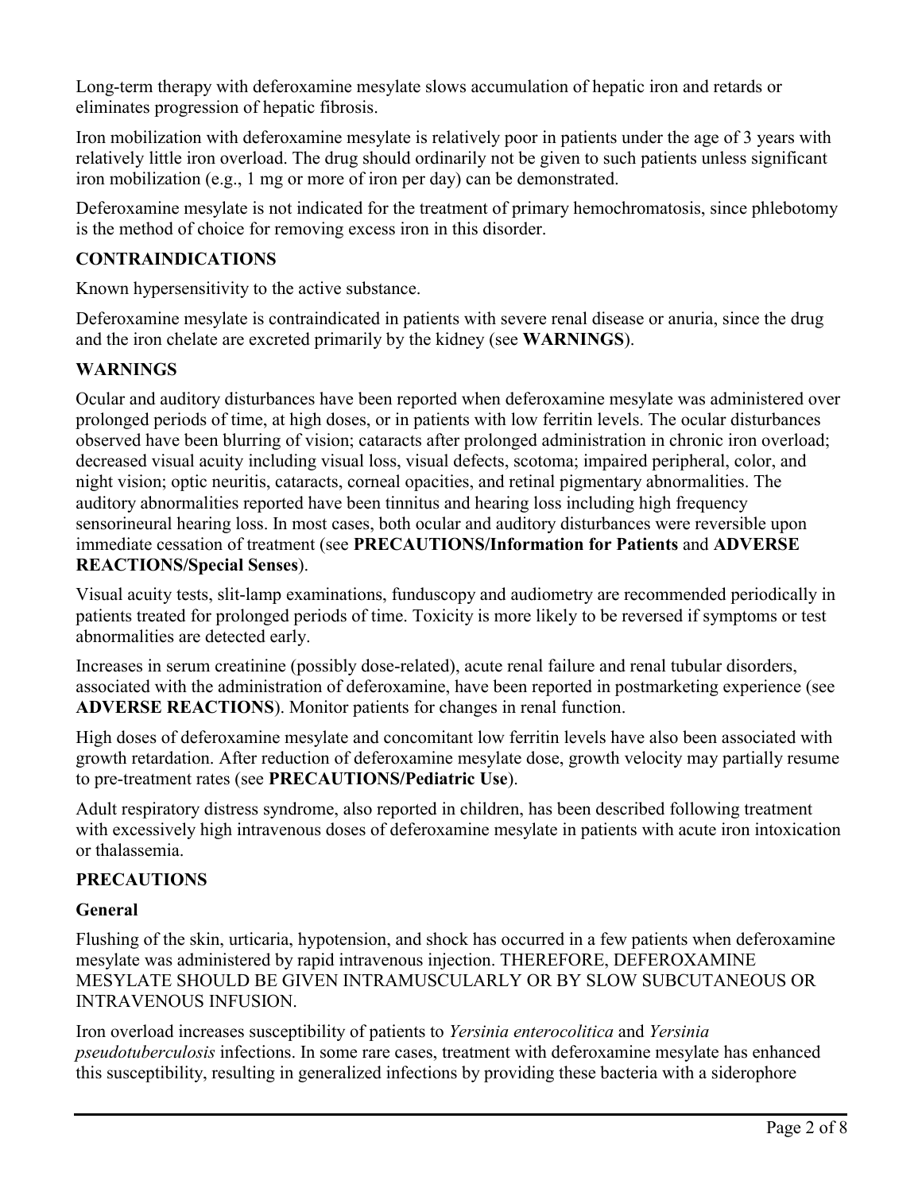Long-term therapy with deferoxamine mesylate slows accumulation of hepatic iron and retards or eliminates progression of hepatic fibrosis.

Iron mobilization with deferoxamine mesylate is relatively poor in patients under the age of 3 years with relatively little iron overload. The drug should ordinarily not be given to such patients unless significant iron mobilization (e.g., 1 mg or more of iron per day) can be demonstrated.

Deferoxamine mesylate is not indicated for the treatment of primary hemochromatosis, since phlebotomy is the method of choice for removing excess iron in this disorder.

## CONTRAINDICATIONS

Known hypersensitivity to the active substance.

Deferoxamine mesylate is contraindicated in patients with severe renal disease or anuria, since the drug and the iron chelate are excreted primarily by the kidney (see **WARNINGS**).

## WARNINGS

Ocular and auditory disturbances have been reported when deferoxamine mesylate was administered over prolonged periods of time, at high doses, or in patients with low ferritin levels. The ocular disturbances observed have been blurring of vision; cataracts after prolonged administration in chronic iron overload; decreased visual acuity including visual loss, visual defects, scotoma; impaired peripheral, color, and night vision; optic neuritis, cataracts, corneal opacities, and retinal pigmentary abnormalities. The auditory abnormalities reported have been tinnitus and hearing loss including high frequency sensorineural hearing loss. In most cases, both ocular and auditory disturbances were reversible upon immediate cessation of treatment (see **PRECAUTIONS/Information for Patients** and **ADVERSE REACTIONS/Special Senses**).

Visual acuity tests, slit-lamp examinations, funduscopy and audiometry are recommended periodically in patients treated for prolonged periods of time. Toxicity is more likely to be reversed if symptoms or test abnormalities are detected early.

Increases in serum creatinine (possibly dose-related), acute renal failure and renal tubular disorders, associated with the administration of deferoxamine, have been reported in postmarketing experience (see **ADVERSE REACTIONS**). Monitor patients for changes in renal function.

High doses of deferoxamine mesylate and concomitant low ferritin levels have also been associated with growth retardation. After reduction of deferoxamine mesylate dose, growth velocity may partially resume to pre-treatment rates (see **PRECAUTIONS/Pediatric Use**).

Adult respiratory distress syndrome, also reported in children, has been described following treatment with excessively high intravenous doses of deferoxamine mesylate in patients with acute iron intoxication or thalassemia.

## PRECAUTIONS

### General

Flushing of the skin, urticaria, hypotension, and shock has occurred in a few patients when deferoxamine mesylate was administered by rapid intravenous injection. THEREFORE, DEFEROXAMINE MESYLATE SHOULD BE GIVEN INTRAMUSCULARLY OR BY SLOW SUBCUTANEOUS OR INTRAVENOUS INFUSION.

Iron overload increases susceptibility of patients to *Yersinia enterocolitica* and *Yersinia pseudotuberculosis* infections. In some rare cases, treatment with deferoxamine mesylate has enhanced this susceptibility, resulting in generalized infections by providing these bacteria with a siderophore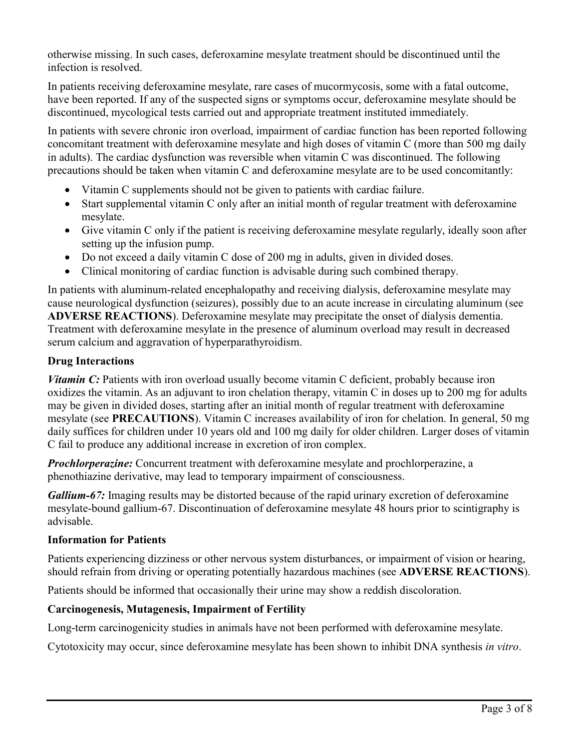otherwise missing. In such cases, deferoxamine mesylate treatment should be discontinued until the infection is resolved.

In patients receiving deferoxamine mesylate, rare cases of mucormycosis, some with a fatal outcome, have been reported. If any of the suspected signs or symptoms occur, deferoxamine mesylate should be discontinued, mycological tests carried out and appropriate treatment instituted immediately.

In patients with severe chronic iron overload, impairment of cardiac function has been reported following concomitant treatment with deferoxamine mesylate and high doses of vitamin C (more than 500 mg daily in adults). The cardiac dysfunction was reversible when vitamin C was discontinued. The following precautions should be taken when vitamin C and deferoxamine mesylate are to be used concomitantly:

- Vitamin C supplements should not be given to patients with cardiac failure.
- Start supplemental vitamin C only after an initial month of regular treatment with deferoxamine mesylate.
- Give vitamin C only if the patient is receiving deferoxamine mesylate regularly, ideally soon after setting up the infusion pump.
- Do not exceed a daily vitamin C dose of 200 mg in adults, given in divided doses.
- Clinical monitoring of cardiac function is advisable during such combined therapy.

In patients with aluminum-related encephalopathy and receiving dialysis, deferoxamine mesylate may cause neurological dysfunction (seizures), possibly due to an acute increase in circulating aluminum (see **ADVERSE REACTIONS**). Deferoxamine mesylate may precipitate the onset of dialysis dementia. Treatment with deferoxamine mesylate in the presence of aluminum overload may result in decreased serum calcium and aggravation of hyperparathyroidism.

### Drug Interactions

***Vitamin C:*** Patients with iron overload usually become vitamin C deficient, probably because iron oxidizes the vitamin. As an adjuvant to iron chelation therapy, vitamin C in doses up to 200 mg for adults may be given in divided doses, starting after an initial month of regular treatment with deferoxamine mesylate (see **PRECAUTIONS**). Vitamin C increases availability of iron for chelation. In general, 50 mg daily suffices for children under 10 years old and 100 mg daily for older children. Larger doses of vitamin C fail to produce any additional increase in excretion of iron complex.

***Prochlorperazine:*** Concurrent treatment with deferoxamine mesylate and prochlorperazine, a phenothiazine derivative, may lead to temporary impairment of consciousness.

***Gallium-67:*** Imaging results may be distorted because of the rapid urinary excretion of deferoxamine mesylate-bound gallium-67. Discontinuation of deferoxamine mesylate 48 hours prior to scintigraphy is advisable.

### Information for Patients

Patients experiencing dizziness or other nervous system disturbances, or impairment of vision or hearing, should refrain from driving or operating potentially hazardous machines (see **ADVERSE REACTIONS**).

Patients should be informed that occasionally their urine may show a reddish discoloration.

### Carcinogenesis, Mutagenesis, Impairment of Fertility

Long-term carcinogenicity studies in animals have not been performed with deferoxamine mesylate.

Cytotoxicity may occur, since deferoxamine mesylate has been shown to inhibit DNA synthesis *in vitro*.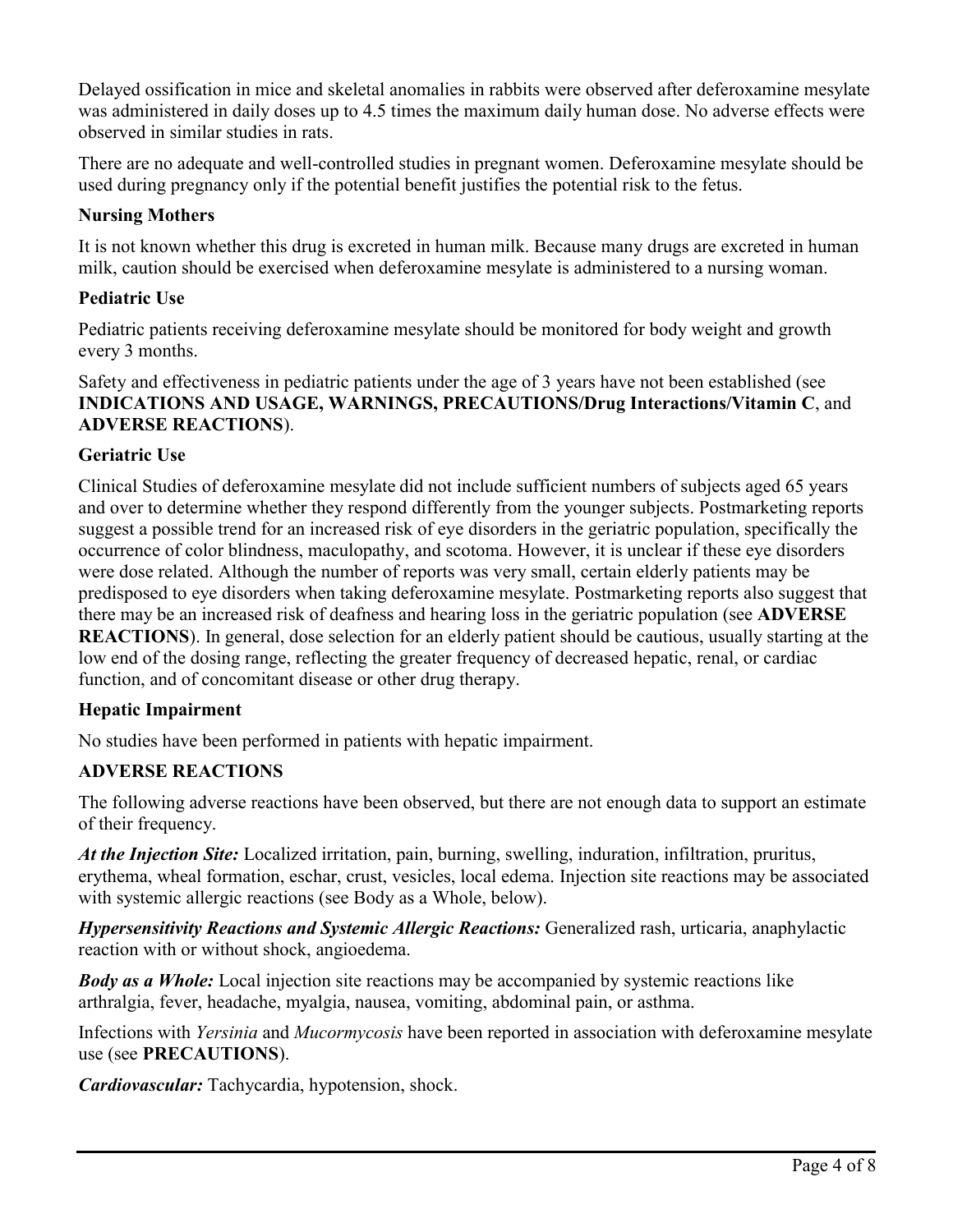Delayed ossification in mice and skeletal anomalies in rabbits were observed after deferoxamine mesylate was administered in daily doses up to 4.5 times the maximum daily human dose. No adverse effects were observed in similar studies in rats.

There are no adequate and well-controlled studies in pregnant women. Deferoxamine mesylate should be used during pregnancy only if the potential benefit justifies the potential risk to the fetus.

### Nursing Mothers

It is not known whether this drug is excreted in human milk. Because many drugs are excreted in human milk, caution should be exercised when deferoxamine mesylate is administered to a nursing woman.

### Pediatric Use

Pediatric patients receiving deferoxamine mesylate should be monitored for body weight and growth every 3 months.

Safety and effectiveness in pediatric patients under the age of 3 years have not been established (see **INDICATIONS AND USAGE, WARNINGS, PRECAUTIONS/Drug Interactions/Vitamin C**, and **ADVERSE REACTIONS**).

### Geriatric Use

Clinical Studies of deferoxamine mesylate did not include sufficient numbers of subjects aged 65 years and over to determine whether they respond differently from the younger subjects. Postmarketing reports suggest a possible trend for an increased risk of eye disorders in the geriatric population, specifically the occurrence of color blindness, maculopathy, and scotoma. However, it is unclear if these eye disorders were dose related. Although the number of reports was very small, certain elderly patients may be predisposed to eye disorders when taking deferoxamine mesylate. Postmarketing reports also suggest that there may be an increased risk of deafness and hearing loss in the geriatric population (see **ADVERSE REACTIONS**). In general, dose selection for an elderly patient should be cautious, usually starting at the low end of the dosing range, reflecting the greater frequency of decreased hepatic, renal, or cardiac function, and of concomitant disease or other drug therapy.

### Hepatic Impairment

No studies have been performed in patients with hepatic impairment.

## ADVERSE REACTIONS

The following adverse reactions have been observed, but there are not enough data to support an estimate of their frequency.

***At the Injection Site:*** Localized irritation, pain, burning, swelling, induration, infiltration, pruritus, erythema, wheal formation, eschar, crust, vesicles, local edema. Injection site reactions may be associated with systemic allergic reactions (see Body as a Whole, below).

***Hypersensitivity Reactions and Systemic Allergic Reactions:*** Generalized rash, urticaria, anaphylactic reaction with or without shock, angioedema.

***Body as a Whole:*** Local injection site reactions may be accompanied by systemic reactions like arthralgia, fever, headache, myalgia, nausea, vomiting, abdominal pain, or asthma.

Infections with *Yersinia* and *Mucormycosis* have been reported in association with deferoxamine mesylate use (see **PRECAUTIONS**).

***Cardiovascular:*** Tachycardia, hypotension, shock.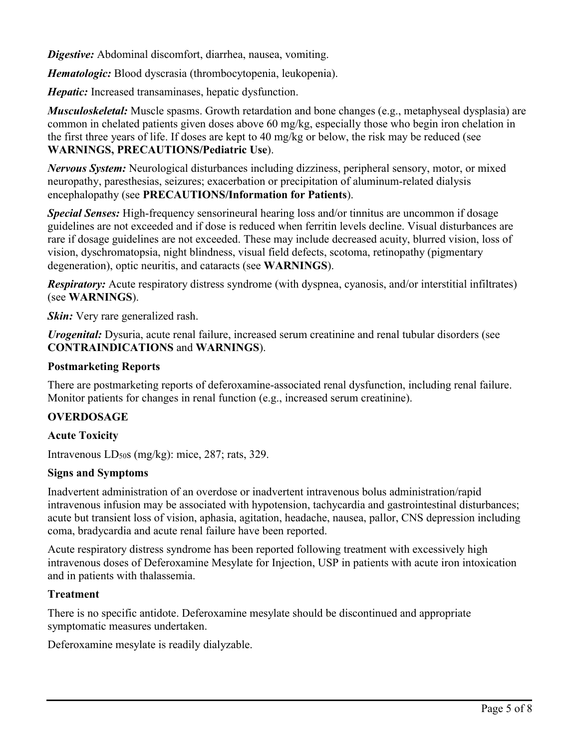***Digestive:*** Abdominal discomfort, diarrhea, nausea, vomiting.

***Hematologic:*** Blood dyscrasia (thrombocytopenia, leukopenia).

***Hepatic:*** Increased transaminases, hepatic dysfunction.

***Musculoskeletal:*** Muscle spasms. Growth retardation and bone changes (e.g., metaphyseal dysplasia) are common in chelated patients given doses above 60 mg/kg, especially those who begin iron chelation in the first three years of life. If doses are kept to 40 mg/kg or below, the risk may be reduced (see **WARNINGS, PRECAUTIONS/Pediatric Use**).

***Nervous System:*** Neurological disturbances including dizziness, peripheral sensory, motor, or mixed neuropathy, paresthesias, seizures; exacerbation or precipitation of aluminum-related dialysis encephalopathy (see **PRECAUTIONS/Information for Patients**).

***Special Senses:*** High-frequency sensorineural hearing loss and/or tinnitus are uncommon if dosage guidelines are not exceeded and if dose is reduced when ferritin levels decline. Visual disturbances are rare if dosage guidelines are not exceeded. These may include decreased acuity, blurred vision, loss of vision, dyschromatopsia, night blindness, visual field defects, scotoma, retinopathy (pigmentary degeneration), optic neuritis, and cataracts (see **WARNINGS**).

***Respiratory:*** Acute respiratory distress syndrome (with dyspnea, cyanosis, and/or interstitial infiltrates) (see **WARNINGS**).

***Skin:*** Very rare generalized rash.

***Urogenital:*** Dysuria, acute renal failure, increased serum creatinine and renal tubular disorders (see **CONTRAINDICATIONS** and **WARNINGS**).

### Postmarketing Reports

There are postmarketing reports of deferoxamine-associated renal dysfunction, including renal failure. Monitor patients for changes in renal function (e.g., increased serum creatinine).

## OVERDOSAGE

### Acute Toxicity

Intravenous $LD_{50}$s (mg/kg): mice, 287; rats, 329.

### Signs and Symptoms

Inadvertent administration of an overdose or inadvertent intravenous bolus administration/rapid intravenous infusion may be associated with hypotension, tachycardia and gastrointestinal disturbances; acute but transient loss of vision, aphasia, agitation, headache, nausea, pallor, CNS depression including coma, bradycardia and acute renal failure have been reported.

Acute respiratory distress syndrome has been reported following treatment with excessively high intravenous doses of Deferoxamine Mesylate for Injection, USP in patients with acute iron intoxication and in patients with thalassemia.

### Treatment

There is no specific antidote. Deferoxamine mesylate should be discontinued and appropriate symptomatic measures undertaken.

Deferoxamine mesylate is readily dialyzable.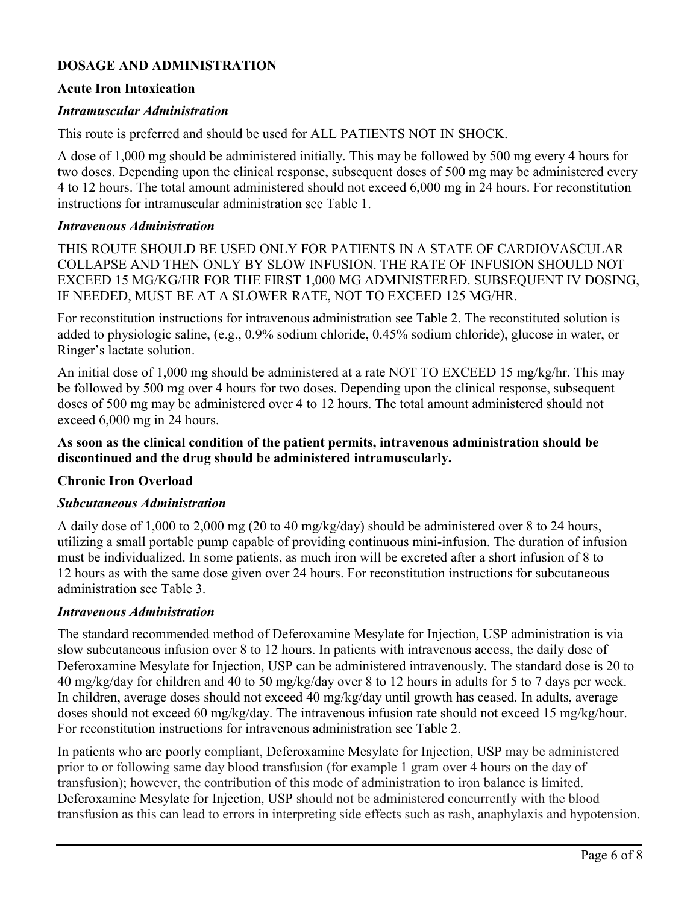## DOSAGE AND ADMINISTRATION

### Acute Iron Intoxication

#### *Intramuscular Administration*

This route is preferred and should be used for ALL PATIENTS NOT IN SHOCK.

A dose of 1,000 mg should be administered initially. This may be followed by 500 mg every 4 hours for two doses. Depending upon the clinical response, subsequent doses of 500 mg may be administered every 4 to 12 hours. The total amount administered should not exceed 6,000 mg in 24 hours. For reconstitution instructions for intramuscular administration see Table 1.

#### *Intravenous Administration*

THIS ROUTE SHOULD BE USED ONLY FOR PATIENTS IN A STATE OF CARDIOVASCULAR COLLAPSE AND THEN ONLY BY SLOW INFUSION. THE RATE OF INFUSION SHOULD NOT EXCEED 15 MG/KG/HR FOR THE FIRST 1,000 MG ADMINISTERED. SUBSEQUENT IV DOSING, IF NEEDED, MUST BE AT A SLOWER RATE, NOT TO EXCEED 125 MG/HR.

For reconstitution instructions for intravenous administration see Table 2. The reconstituted solution is added to physiologic saline, (e.g., 0.9% sodium chloride, 0.45% sodium chloride), glucose in water, or Ringer's lactate solution.

An initial dose of 1,000 mg should be administered at a rate NOT TO EXCEED 15 mg/kg/hr. This may be followed by 500 mg over 4 hours for two doses. Depending upon the clinical response, subsequent doses of 500 mg may be administered over 4 to 12 hours. The total amount administered should not exceed 6,000 mg in 24 hours.

**As soon as the clinical condition of the patient permits, intravenous administration should be discontinued and the drug should be administered intramuscularly.**

### Chronic Iron Overload

#### *Subcutaneous Administration*

A daily dose of 1,000 to 2,000 mg (20 to 40 mg/kg/day) should be administered over 8 to 24 hours, utilizing a small portable pump capable of providing continuous mini-infusion. The duration of infusion must be individualized. In some patients, as much iron will be excreted after a short infusion of 8 to 12 hours as with the same dose given over 24 hours. For reconstitution instructions for subcutaneous administration see Table 3.

#### *Intravenous Administration*

The standard recommended method of Deferoxamine Mesylate for Injection, USP administration is via slow subcutaneous infusion over 8 to 12 hours. In patients with intravenous access, the daily dose of Deferoxamine Mesylate for Injection, USP can be administered intravenously. The standard dose is 20 to 40 mg/kg/day for children and 40 to 50 mg/kg/day over 8 to 12 hours in adults for 5 to 7 days per week. In children, average doses should not exceed 40 mg/kg/day until growth has ceased. In adults, average doses should not exceed 60 mg/kg/day. The intravenous infusion rate should not exceed 15 mg/kg/hour. For reconstitution instructions for intravenous administration see Table 2.

In patients who are poorly compliant, Deferoxamine Mesylate for Injection, USP may be administered prior to or following same day blood transfusion (for example 1 gram over 4 hours on the day of transfusion); however, the contribution of this mode of administration to iron balance is limited. Deferoxamine Mesylate for Injection, USP should not be administered concurrently with the blood transfusion as this can lead to errors in interpreting side effects such as rash, anaphylaxis and hypotension.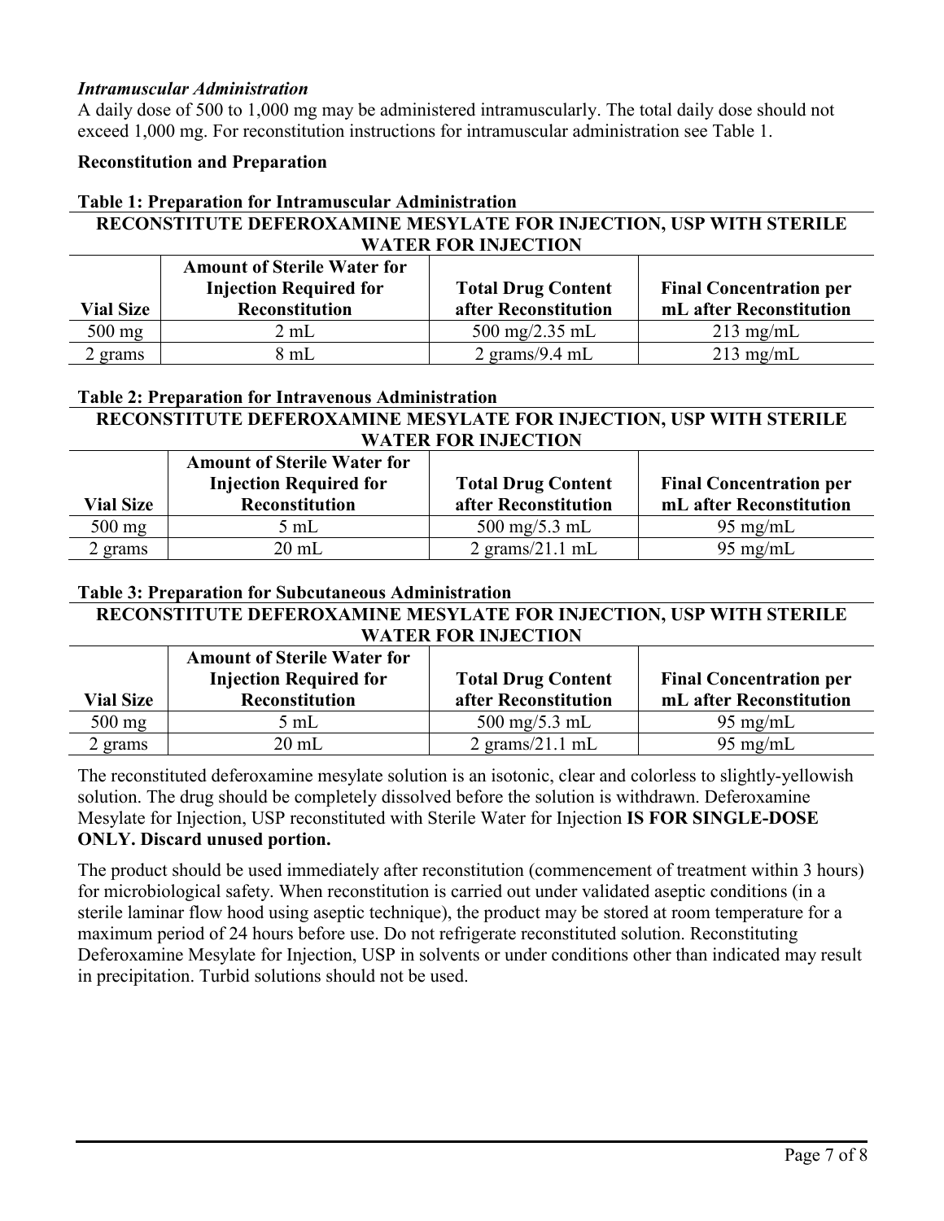***Intramuscular Administration***

A daily dose of 500 to 1,000 mg may be administered intramuscularly. The total daily dose should not exceed 1,000 mg. For reconstitution instructions for intramuscular administration see Table 1.

**Reconstitution and Preparation**

**Table 1: Preparation for Intramuscular Administration**

| **RECONSTITUTE DEFEROXAMINE MESYLATE FOR INJECTION, USP WITH STERILE WATER FOR INJECTION** | | | |
|---|---|---|---|
| **Vial Size** | **Amount of Sterile Water for Injection Required for Reconstitution** | **Total Drug Content after Reconstitution** | **Final Concentration per mL after Reconstitution** |
| 500 mg | 2 mL | 500 mg/2.35 mL | 213 mg/mL |
| 2 grams | 8 mL | 2 grams/9.4 mL | 213 mg/mL |

**Table 2: Preparation for Intravenous Administration**

| **RECONSTITUTE DEFEROXAMINE MESYLATE FOR INJECTION, USP WITH STERILE WATER FOR INJECTION** | | | |
|---|---|---|---|
| **Vial Size** | **Amount of Sterile Water for Injection Required for Reconstitution** | **Total Drug Content after Reconstitution** | **Final Concentration per mL after Reconstitution** |
| 500 mg | 5 mL | 500 mg/5.3 mL | 95 mg/mL |
| 2 grams | 20 mL | 2 grams/21.1 mL | 95 mg/mL |

**Table 3: Preparation for Subcutaneous Administration**

| **RECONSTITUTE DEFEROXAMINE MESYLATE FOR INJECTION, USP WITH STERILE WATER FOR INJECTION** | | | |
|---|---|---|---|
| **Vial Size** | **Amount of Sterile Water for Injection Required for Reconstitution** | **Total Drug Content after Reconstitution** | **Final Concentration per mL after Reconstitution** |
| 500 mg | 5 mL | 500 mg/5.3 mL | 95 mg/mL |
| 2 grams | 20 mL | 2 grams/21.1 mL | 95 mg/mL |

The reconstituted deferoxamine mesylate solution is an isotonic, clear and colorless to slightly-yellowish solution. The drug should be completely dissolved before the solution is withdrawn. Deferoxamine Mesylate for Injection, USP reconstituted with Sterile Water for Injection **IS FOR SINGLE-DOSE ONLY. Discard unused portion.**

The product should be used immediately after reconstitution (commencement of treatment within 3 hours) for microbiological safety. When reconstitution is carried out under validated aseptic conditions (in a sterile laminar flow hood using aseptic technique), the product may be stored at room temperature for a maximum period of 24 hours before use. Do not refrigerate reconstituted solution. Reconstituting Deferoxamine Mesylate for Injection, USP in solvents or under conditions other than indicated may result in precipitation. Turbid solutions should not be used.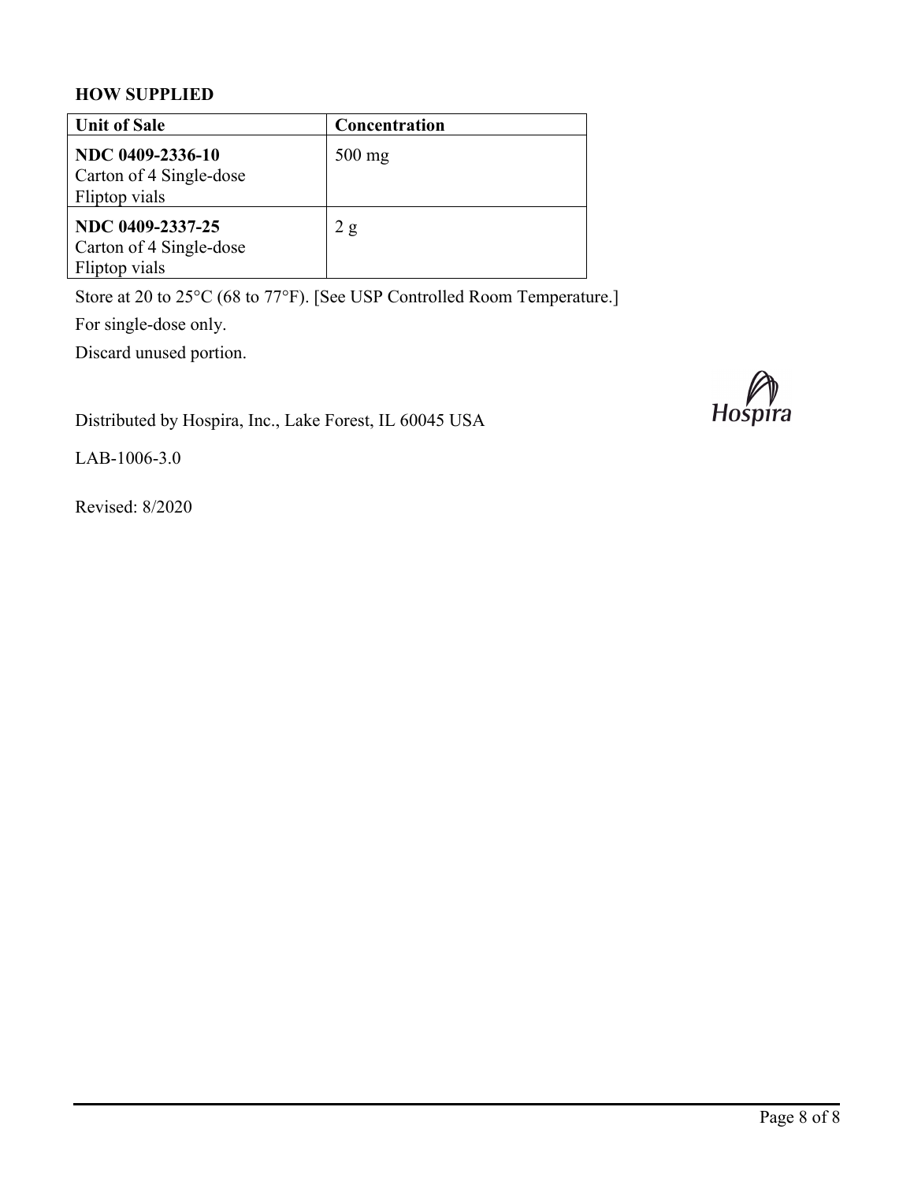## HOW SUPPLIED

| Unit of Sale | Concentration |
|---|---|
| **NDC 0409-2336-10** Carton of 4 Single-dose Fliptop vials | 500 mg |
| **NDC 0409-2337-25** Carton of 4 Single-dose Fliptop vials | 2 g |

Store at 20 to 25°C (68 to 77°F). [See USP Controlled Room Temperature.]

For single-dose only.

Discard unused portion.

Distributed by Hospira, Inc., Lake Forest, IL 60045 USA

Hospira

LAB-1006-3.0

Revised: 8/2020